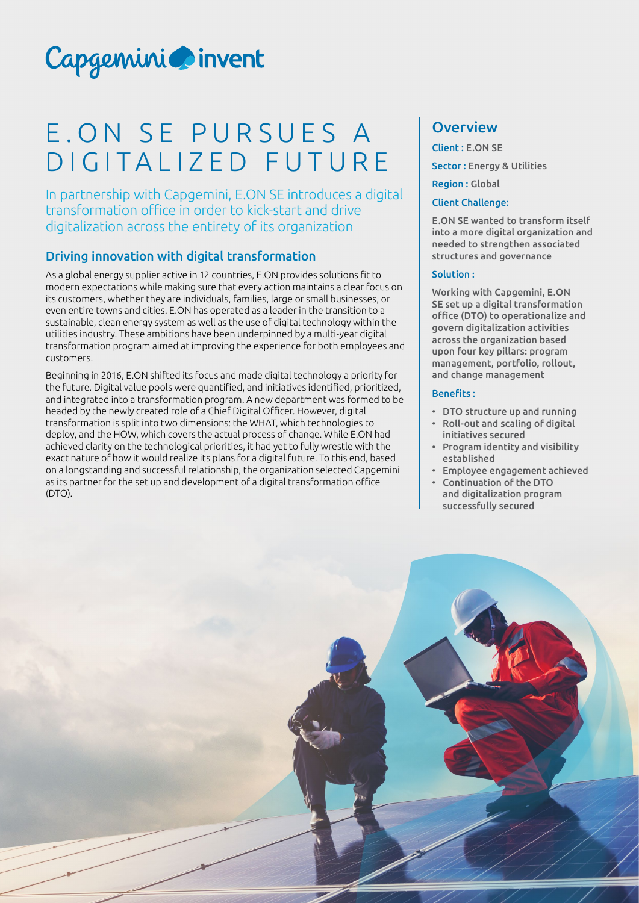# E.ON SE PURSUES A DIGITALIZED FUTURE

In partnership with Capgemini, E.ON SE introduces a digital transformation office in order to kick-start and drive digitalization across the entirety of its organization

## Driving innovation with digital transformation

As a global energy supplier active in 12 countries, E.ON provides solutions fit to modern expectations while making sure that every action maintains a clear focus on its customers, whether they are individuals, families, large or small businesses, or even entire towns and cities. E.ON has operated as a leader in the transition to a sustainable, clean energy system as well as the use of digital technology within the utilities industry. These ambitions have been underpinned by a multi-year digital transformation program aimed at improving the experience for both employees and customers.

Beginning in 2016, E.ON shifted its focus and made digital technology a priority for the future. Digital value pools were quantified, and initiatives identified, prioritized, and integrated into a transformation program. A new department was formed to be headed by the newly created role of a Chief Digital Officer. However, digital transformation is split into two dimensions: the WHAT, which technologies to deploy, and the HOW, which covers the actual process of change. While E.ON had achieved clarity on the technological priorities, it had yet to fully wrestle with the exact nature of how it would realize its plans for a digital future. To this end, based on a longstanding and successful relationship, the organization selected Capgemini as its partner for the set up and development of a digital transformation office (DTO).

## Overview

**Client :** E.ON SE

**Sector :** Energy & Utilities

**Region :** Global

**Client Challenge:**

E.ON SE wanted to transform itself into a more digital organization and needed to strengthen associated structures and governance

**Solution :**

Working with Capgemini, E.ON SE set up a digital transformation office (DTO) to operationalize and govern digitalization activities across the organization based upon four key pillars: program management, portfolio, rollout, and change management

**Benefits :**

- DTO structure up and running
- Roll-out and scaling of digital initiatives secured
- Program identity and visibility established
- Employee engagement achieved
- Continuation of the DTO and digitalization program successfully secured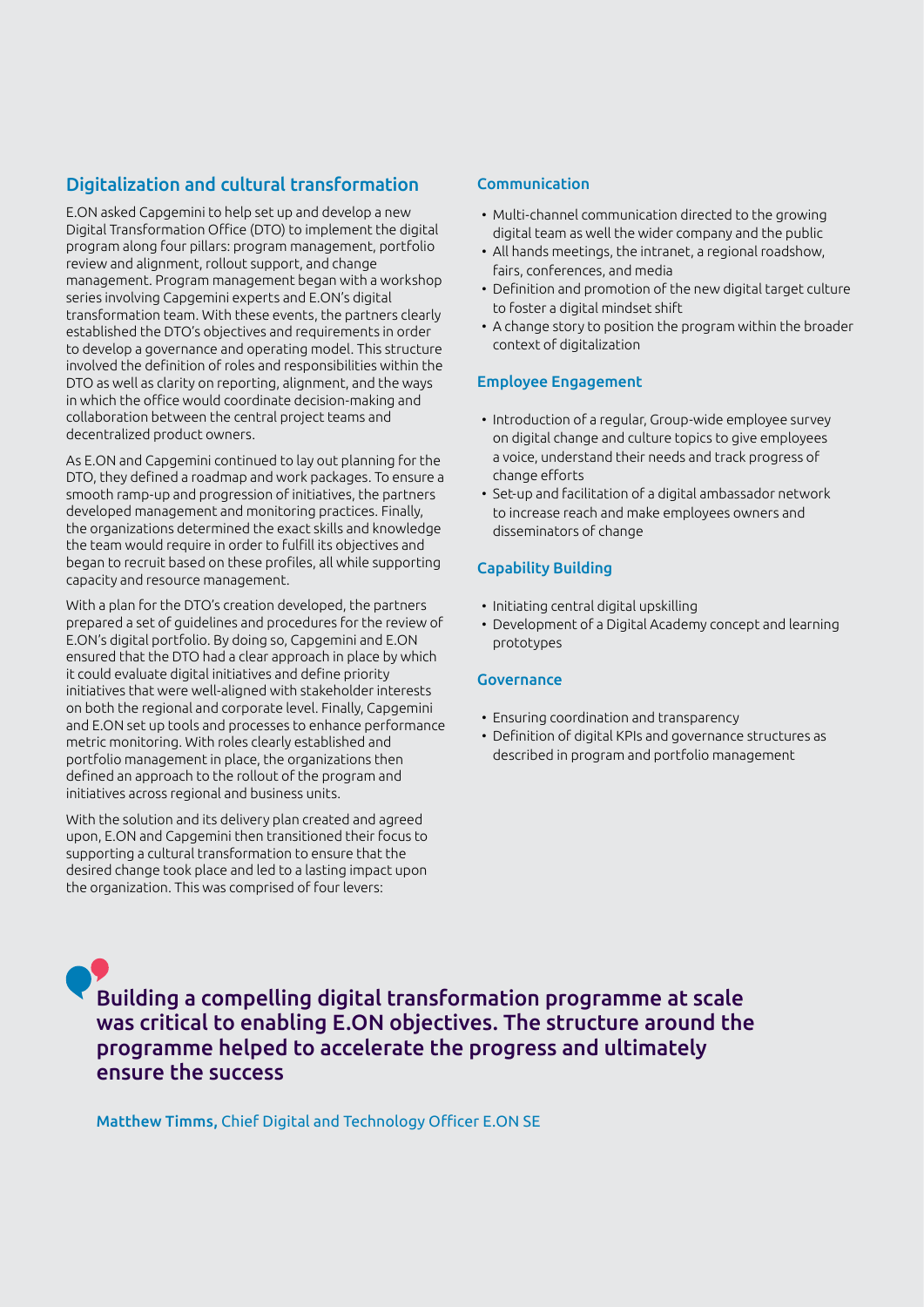## Digitalization and cultural transformation

E.ON asked Capgemini to help set up and develop a new Digital Transformation Office (DTO) to implement the digital program along four pillars: program management, portfolio review and alignment, rollout support, and change management. Program management began with a workshop series involving Capgemini experts and E.ON's digital transformation team. With these events, the partners clearly established the DTO's objectives and requirements in order to develop a governance and operating model. This structure involved the definition of roles and responsibilities within the DTO as well as clarity on reporting, alignment, and the ways in which the office would coordinate decision-making and collaboration between the central project teams and decentralized product owners.

As E.ON and Capgemini continued to lay out planning for the DTO, they defined a roadmap and work packages. To ensure a smooth ramp-up and progression of initiatives, the partners developed management and monitoring practices. Finally, the organizations determined the exact skills and knowledge the team would require in order to fulfill its objectives and began to recruit based on these profiles, all while supporting capacity and resource management.

With a plan for the DTO's creation developed, the partners prepared a set of guidelines and procedures for the review of E.ON's digital portfolio. By doing so, Capgemini and E.ON ensured that the DTO had a clear approach in place by which it could evaluate digital initiatives and define priority initiatives that were well-aligned with stakeholder interests on both the regional and corporate level. Finally, Capgemini and E.ON set up tools and processes to enhance performance metric monitoring. With roles clearly established and portfolio management in place, the organizations then defined an approach to the rollout of the program and initiatives across regional and business units.

With the solution and its delivery plan created and agreed upon, E.ON and Capgemini then transitioned their focus to supporting a cultural transformation to ensure that the desired change took place and led to a lasting impact upon the organization. This was comprised of four levers:

### Communication

- Multi-channel communication directed to the growing digital team as well the wider company and the public
- All hands meetings, the intranet, a regional roadshow, fairs, conferences, and media
- Definition and promotion of the new digital target culture to foster a digital mindset shift
- A change story to position the program within the broader context of digitalization

### Employee Engagement

- Introduction of a regular, Group-wide employee survey on digital change and culture topics to give employees a voice, understand their needs and track progress of change efforts
- Set-up and facilitation of a digital ambassador network to increase reach and make employees owners and disseminators of change

### Capability Building

- Initiating central digital upskilling
- Development of a Digital Academy concept and learning prototypes

### Governance

- Ensuring coordination and transparency
- Definition of digital KPIs and governance structures as described in program and portfolio management

> **Building a compelling digital transformation programme at scale was critical to enabling E.ON objectives. The structure around the programme helped to accelerate the progress and ultimately ensure the success**
>
> **Matthew Timms,** Chief Digital and Technology Officer E.ON SE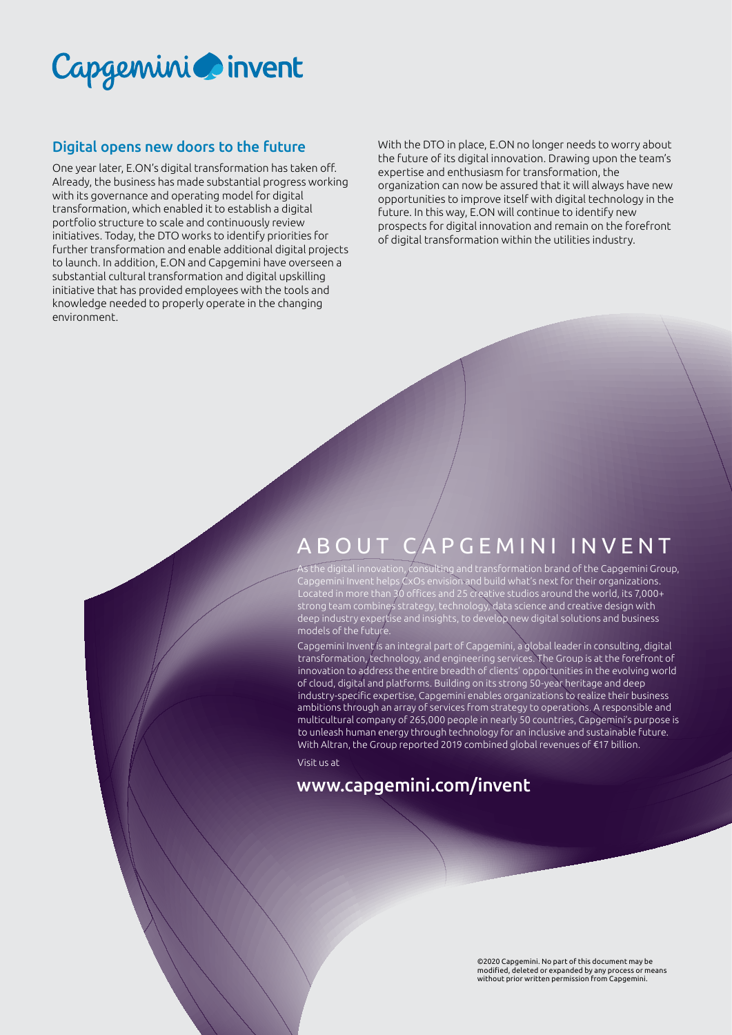## Digital opens new doors to the future

One year later, E.ON's digital transformation has taken off. Already, the business has made substantial progress working with its governance and operating model for digital transformation, which enabled it to establish a digital portfolio structure to scale and continuously review initiatives. Today, the DTO works to identify priorities for further transformation and enable additional digital projects to launch. In addition, E.ON and Capgemini have overseen a substantial cultural transformation and digital upskilling initiative that has provided employees with the tools and knowledge needed to properly operate in the changing environment.

With the DTO in place, E.ON no longer needs to worry about the future of its digital innovation. Drawing upon the team's expertise and enthusiasm for transformation, the organization can now be assured that it will always have new opportunities to improve itself with digital technology in the future. In this way, E.ON will continue to identify new prospects for digital innovation and remain on the forefront of digital transformation within the utilities industry.

## ABOUT CAPGEMINI INVENT

As the digital innovation, consulting and transformation brand of the Capgemini Group, Capgemini Invent helps CxOs envision and build what's next for their organizations. Located in more than 30 offices and 25 creative studios around the world, its 7,000+ strong team combines strategy, technology, data science and creative design with deep industry expertise and insights, to develop new digital solutions and business models of the future.

Capgemini Invent is an integral part of Capgemini, a global leader in consulting, digital transformation, technology, and engineering services. The Group is at the forefront of innovation to address the entire breadth of clients' opportunities in the evolving world of cloud, digital and platforms. Building on its strong 50-year heritage and deep industry-specific expertise, Capgemini enables organizations to realize their business ambitions through an array of services from strategy to operations. A responsible and multicultural company of 265,000 people in nearly 50 countries, Capgemini's purpose is to unleash human energy through technology for an inclusive and sustainable future. With Altran, the Group reported 2019 combined global revenues of €17 billion.

Visit us at

**www.capgemini.com/invent**

©2020 Capgemini. No part of this document may be modified, deleted or expanded by any process or means without prior written permission from Capgemini.